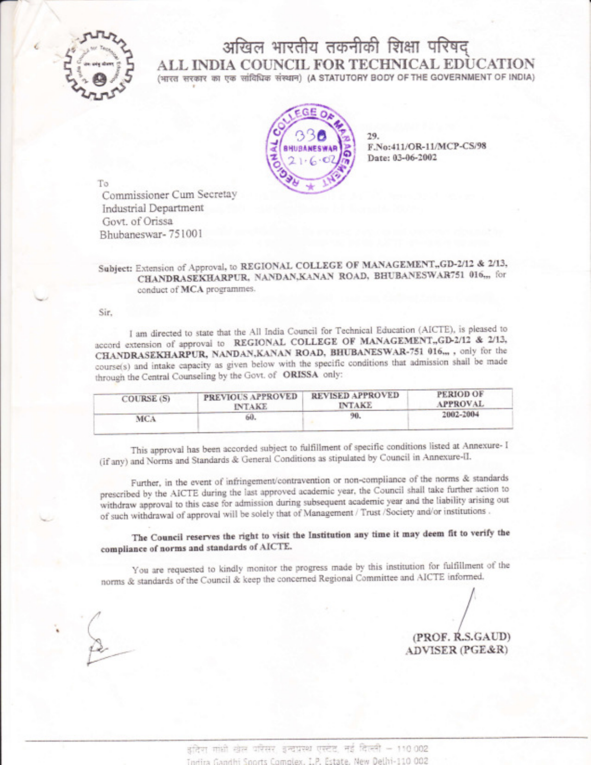# अखिल भारतीय तकनीकी शिक्षा परिषद्
# ALL INDIA COUNCIL FOR TECHNICAL EDUCATION

(भारत सरकार का एक सांविधिक संस्थान) (A STATUTORY BODY OF THE GOVERNMENT OF INDIA)

REGIONAL COLLEGE OF MANAGEMENT
330
BHUBANESWAR
21-6-02

29.
F.No:411/OR-11/MCP-CS/98
Date: 03-06-2002

To
Commissioner Cum Secretay
Industrial Department
Govt. of Orissa
Bhubaneswar- 751001

**Subject:** Extension of Approval, to **REGIONAL COLLEGE OF MANAGEMENT,,GD-2/12 & 2/13, CHANDRASEKHARPUR, NANDAN,KANAN ROAD, BHUBANESWAR751 016,,,** for conduct of **MCA** programmes.

Sir,

I am directed to state that the All India Council for Technical Education (AICTE), is pleased to accord extension of approval to **REGIONAL COLLEGE OF MANAGEMENT,,GD-2/12 & 2/13, CHANDRASEKHARPUR, NANDAN,KANAN ROAD, BHUBANESWAR-751 016,,,** , only for the course(s) and intake capacity as given below with the specific conditions that admission shall be made through the Central Counseling by the Govt. of **ORISSA** only:

| COURSE (S) | PREVIOUS APPROVED INTAKE | REVISED APPROVED INTAKE | PERIOD OF APPROVAL |
|---|---|---|---|
| MCA | 60. | 90. | 2002-2004 |

This approval has been accorded subject to fulfillment of specific conditions listed at Annexure- I (if any) and Norms and Standards & General Conditions as stipulated by Council in Annexure-II.

Further, in the event of infringement/contravention or non-compliance of the norms & standards prescribed by the AICTE during the last approved academic year, the Council shall take further action to withdraw approval to this case for admission during subsequent academic year and the liability arising out of such withdrawal of approval will be solely that of Management / Trust /Society and/or institutions .

**The Council reserves the right to visit the Institution any time it may deem fit to verify the compliance of norms and standards of AICTE.**

You are requested to kindly monitor the progress made by this institution for fulfillment of the norms & standards of the Council & keep the concerned Regional Committee and AICTE informed.

(PROF. R.S.GAUD)
ADVISER (PGE&R)

इंदिरा गांधी खेल परिसर, इन्द्रप्रस्थ एस्टेट, नई दिल्ली – 110 002
Indira Gandhi Sports Complex, I.P. Estate, New Delhi-110 002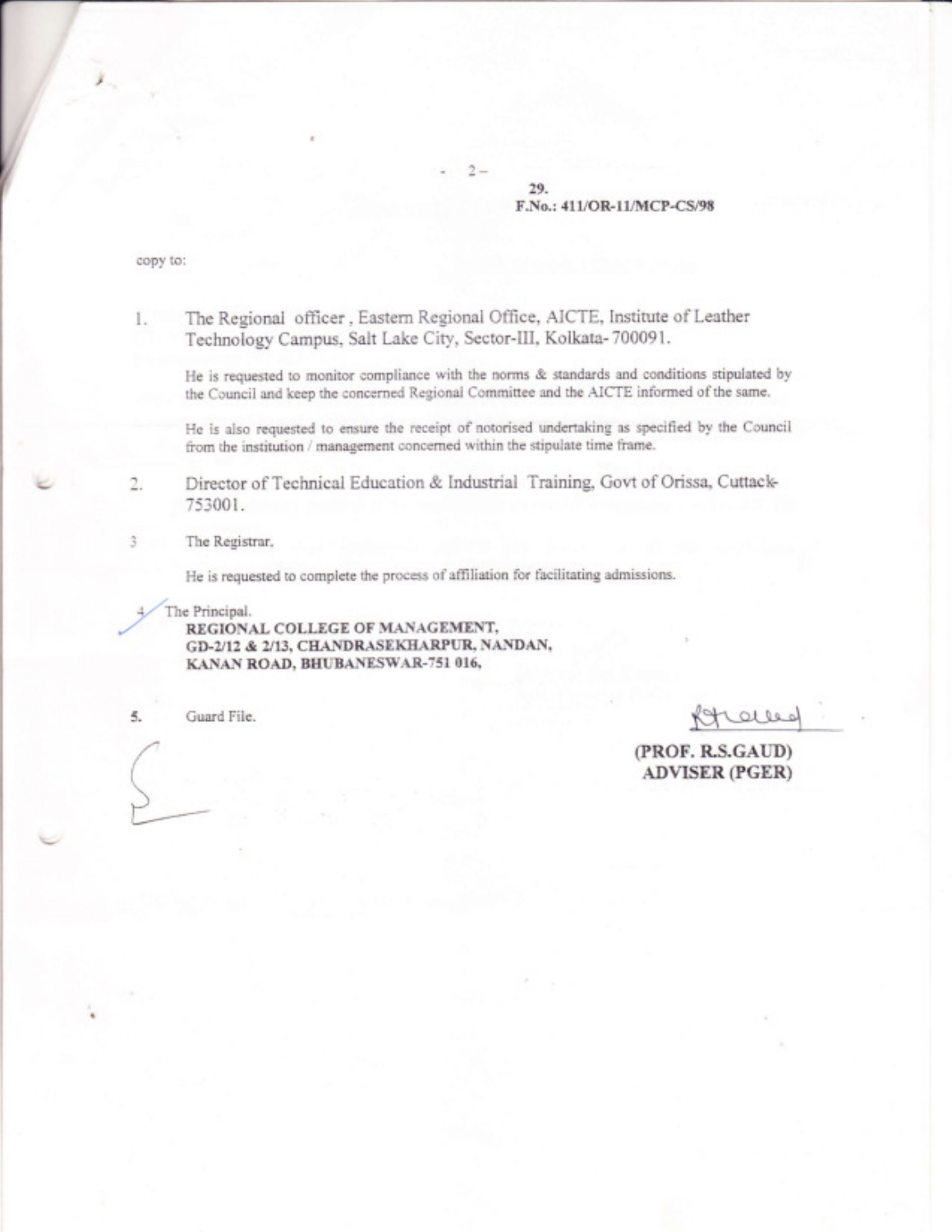29.
F.No.: 411/OR-11/MCP-CS/98

copy to:

1. The Regional officer, Eastern Regional Office, AICTE, Institute of Leather Technology Campus, Salt Lake City, Sector-III, Kolkata- 700091.

   He is requested to monitor compliance with the norms & standards and conditions stipulated by the Council and keep the concerned Regional Committee and the AICTE informed of the same.

   He is also requested to ensure the receipt of notorised undertaking as specified by the Council from the institution / management concerned within the stipulate time frame.

2. Director of Technical Education & Industrial Training, Govt of Orissa, Cuttack-753001.

3. The Registrar,

   He is requested to complete the process of affiliation for facilitating admissions.

4. The Principal,
   **REGIONAL COLLEGE OF MANAGEMENT,**
   **GD-2/12 & 2/13, CHANDRASEKHARPUR, NANDAN,**
   **KANAN ROAD, BHUBANESWAR-751 016,**

5. Guard File.

**(PROF. R.S.GAUD)**
**ADVISER (PGER)**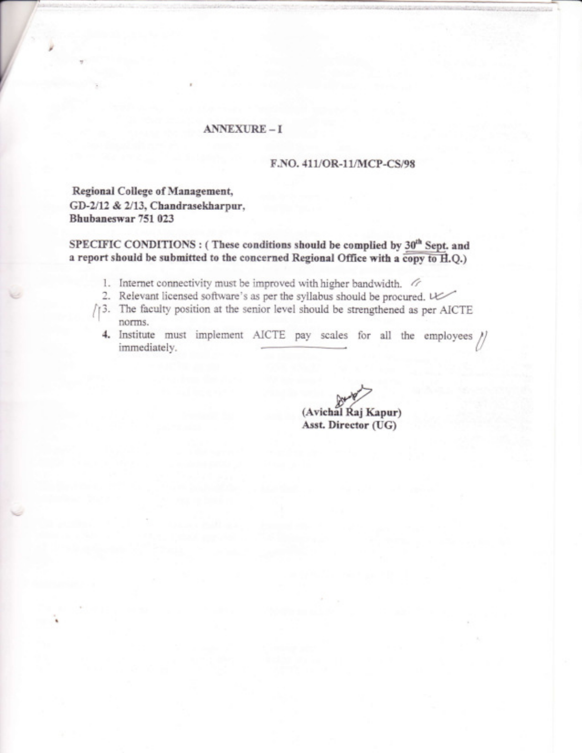**ANNEXURE – I**

**F.NO. 411/OR-11/MCP-CS/98**

**Regional College of Management,**
**GD-2/12 & 2/13, Chandrasekharpur,**
**Bhubaneswar 751 023**

**SPECIFIC CONDITIONS : ( These conditions should be complied by 30th Sept. and a report should be submitted to the concerned Regional Office with a copy to H.Q.)**

1. Internet connectivity must be improved with higher bandwidth.
2. Relevant licensed software's as per the syllabus should be procured.
3. The faculty position at the senior level should be strengthened as per AICTE norms.
4. Institute must implement AICTE pay scales for all the employees immediately.

(Avichal Raj Kapur)
Asst. Director (UG)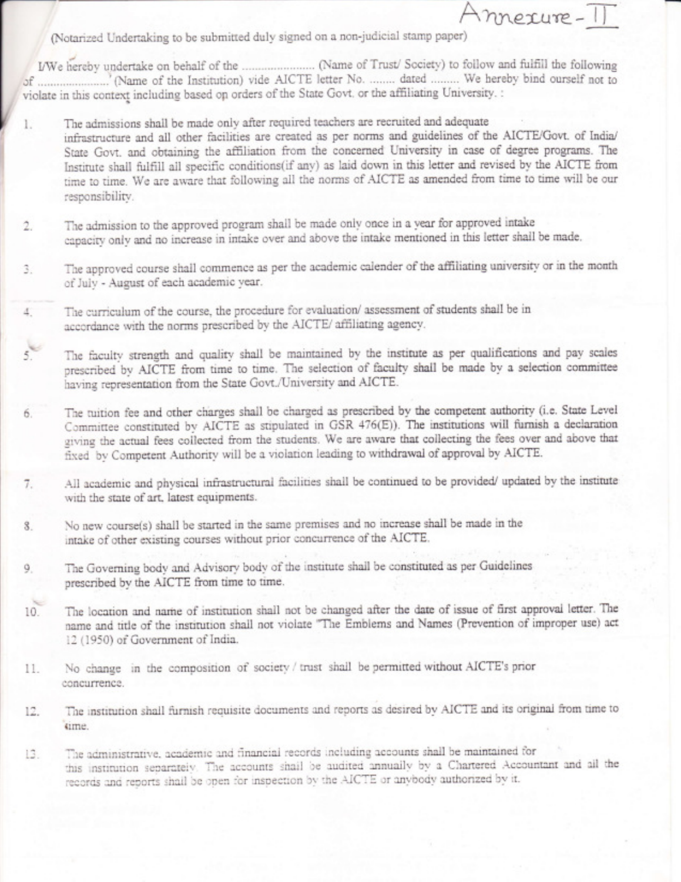Annexure - II

(Notarized Undertaking to be submitted duly signed on a non-judicial stamp paper)

I/We hereby undertake on behalf of the ...................... (Name of Trust/ Society) to follow and fulfill the following of ......................' (Name of the Institution) vide AICTE letter No. ........ dated ......... We hereby bind ourself not to violate in this context including based on orders of the State Govt. or the affiliating University. :

1. The admissions shall be made only after required teachers are recruited and adequate infrastructure and all other facilities are created as per norms and guidelines of the AICTE/Govt. of India/ State Govt. and obtaining the affiliation from the concerned University in case of degree programs. The Institute shall fulfill all specific conditions(if any) as laid down in this letter and revised by the AICTE from time to time. We are aware that following all the norms of AICTE as amended from time to time will be our responsibility.

2. The admission to the approved program shall be made only once in a year for approved intake capacity only and no increase in intake over and above the intake mentioned in this letter shall be made.

3. The approved course shall commence as per the academic calender of the affiliating university or in the month of July - August of each academic year.

4. The curriculum of the course, the procedure for evaluation/ assessment of students shall be in accordance with the norms prescribed by the AICTE/ affiliating agency.

5. The faculty strength and quality shall be maintained by the institute as per qualifications and pay scales prescribed by AICTE from time to time. The selection of faculty shall be made by a selection committee having representation from the State Govt./University and AICTE.

6. The tuition fee and other charges shall be charged as prescribed by the competent authority (i.e. State Level Committee constituted by AICTE as stipulated in GSR 476(E)). The institutions will furnish a declaration giving the actual fees collected from the students. We are aware that collecting the fees over and above that fixed by Competent Authority will be a violation leading to withdrawal of approval by AICTE.

7. All academic and physical infrastructural facilities shall be continued to be provided/ updated by the institute with the state of art, latest equipments.

8. No new course(s) shall be started in the same premises and no increase shall be made in the intake of other existing courses without prior concurrence of the AICTE.

9. The Governing body and Advisory body of the institute shall be constituted as per Guidelines prescribed by the AICTE from time to time.

10. The location and name of institution shall not be changed after the date of issue of first approval letter. The name and title of the institution shall not violate "The Emblems and Names (Prevention of improper use) act 12 (1950) of Government of India.

11. No change in the composition of society / trust shall be permitted without AICTE's prior concurrence.

12. The institution shall furnish requisite documents and reports as desired by AICTE and its original from time to time.

13. The administrative, academic and financial records including accounts shall be maintained for this institution separately. The accounts shall be audited annually by a Chartered Accountant and all the records and reports shall be open for inspection by the AICTE or anybody authorized by it.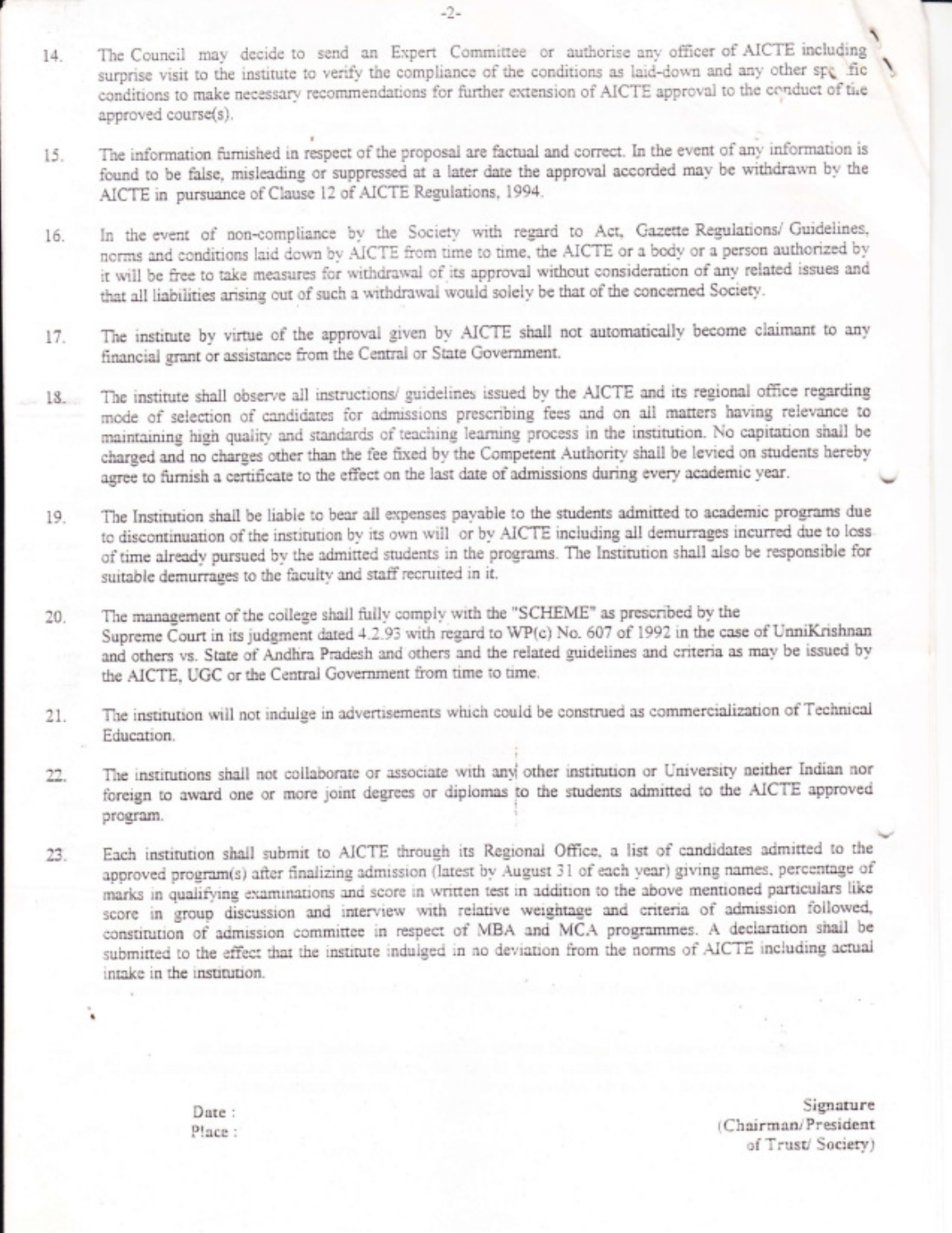14. The Council may decide to send an Expert Committee or authorise any officer of AICTE including surprise visit to the institute to verify the compliance of the conditions as laid-down and any other specific conditions to make necessary recommendations for further extension of AICTE approval to the conduct of the approved course(s).

15. The information furnished in respect of the proposal are factual and correct. In the event of any information is found to be false, misleading or suppressed at a later date the approval accorded may be withdrawn by the AICTE in pursuance of Clause 12 of AICTE Regulations, 1994.

16. In the event of non-compliance by the Society with regard to Act, Gazette Regulations/ Guidelines, norms and conditions laid down by AICTE from time to time, the AICTE or a body or a person authorized by it will be free to take measures for withdrawal of its approval without consideration of any related issues and that all liabilities arising out of such a withdrawal would solely be that of the concerned Society.

17. The institute by virtue of the approval given by AICTE shall not automatically become claimant to any financial grant or assistance from the Central or State Government.

18. The institute shall observe all instructions/ guidelines issued by the AICTE and its regional office regarding mode of selection of candidates for admissions prescribing fees and on all matters having relevance to maintaining high quality and standards of teaching learning process in the institution. No capitation shall be charged and no charges other than the fee fixed by the Competent Authority shall be levied on students hereby agree to furnish a certificate to the effect on the last date of admissions during every academic year.

19. The Institution shall be liable to bear all expenses payable to the students admitted to academic programs due to discontinuation of the institution by its own will or by AICTE including all demurrages incurred due to loss of time already pursued by the admitted students in the programs. The Institution shall also be responsible for suitable demurrages to the faculty and staff recruited in it.

20. The management of the college shall fully comply with the "SCHEME" as prescribed by the Supreme Court in its judgment dated 4.2.93 with regard to WP(c) No. 607 of 1992 in the case of UnniKrishnan and others vs. State of Andhra Pradesh and others and the related guidelines and criteria as may be issued by the AICTE, UGC or the Central Government from time to time.

21. The institution will not indulge in advertisements which could be construed as commercialization of Technical Education.

22. The institutions shall not collaborate or associate with any other institution or University neither Indian nor foreign to award one or more joint degrees or diplomas to the students admitted to the AICTE approved program.

23. Each institution shall submit to AICTE through its Regional Office, a list of candidates admitted to the approved program(s) after finalizing admission (latest by August 31 of each year) giving names, percentage of marks in qualifying examinations and score in written test in addition to the above mentioned particulars like score in group discussion and interview with relative weightage and criteria of admission followed, constitution of admission committee in respect of MBA and MCA programmes. A declaration shall be submitted to the effect that the institute indulged in no deviation from the norms of AICTE including actual intake in the institution.

Date :
Place :

Signature
(Chairman/President
of Trust/ Society)